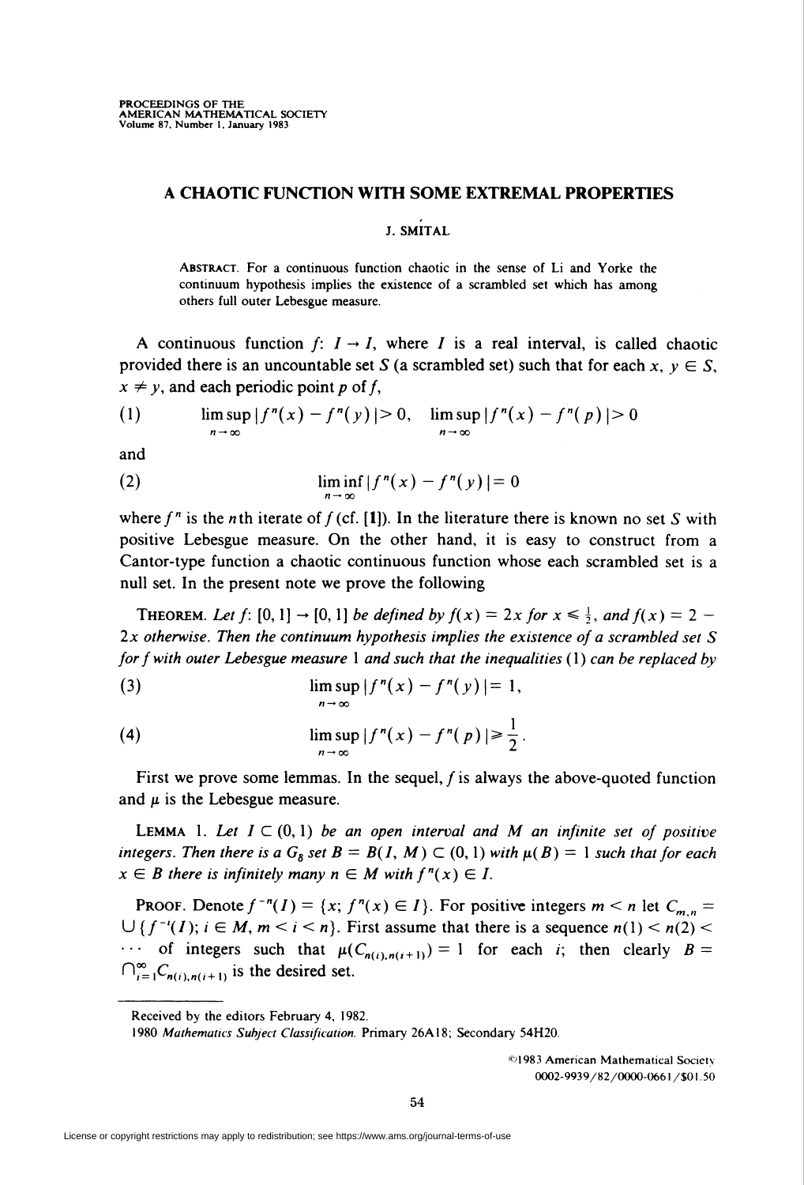# A CHAOTIC FUNCTION WITH SOME EXTREMAL PROPERTIES

J. SMÍTAL

ABSTRACT. For a continuous function chaotic in the sense of Li and Yorke the continuum hypothesis implies the existence of a scrambled set which has among others full outer Lebesgue measure.

A continuous function $f\colon I \to I$, where $I$ is a real interval, is called chaotic provided there is an uncountable set $S$ (a scrambled set) such that for each $x, y \in S$, $x \neq y$, and each periodic point $p$ of $f$,

$$\limsup_{n\to\infty} |f^n(x) - f^n(y)| > 0, \quad \limsup_{n\to\infty} |f^n(x) - f^n(p)| > 0 \tag{1}$$

and

$$\liminf_{n\to\infty} |f^n(x) - f^n(y)| = 0 \tag{2}$$

where $f^n$ is the $n$th iterate of $f$ (cf. [1]). In the literature there is known no set $S$ with positive Lebesgue measure. On the other hand, it is easy to construct from a Cantor-type function a chaotic continuous function whose each scrambled set is a null set. In the present note we prove the following

THEOREM. *Let $f\colon [0,1] \to [0,1]$ be defined by $f(x) = 2x$ for $x \leq \frac{1}{2}$, and $f(x) = 2 - 2x$ otherwise. Then the continuum hypothesis implies the existence of a scrambled set $S$ for $f$ with outer Lebesgue measure 1 and such that the inequalities (1) can be replaced by*

$$\limsup_{n\to\infty} |f^n(x) - f^n(y)| = 1, \tag{3}$$

$$\limsup_{n\to\infty} |f^n(x) - f^n(p)| \geq \frac{1}{2}. \tag{4}$$

First we prove some lemmas. In the sequel, $f$ is always the above-quoted function and $\mu$ is the Lebesgue measure.

LEMMA 1. *Let $I \subset (0,1)$ be an open interval and $M$ an infinite set of positive integers. Then there is a $G_\delta$ set $B = B(I, M) \subset (0,1)$ with $\mu(B) = 1$ such that for each $x \in B$ there is infinitely many $n \in M$ with $f^n(x) \in I$.*

PROOF. Denote $f^{-n}(I) = \{x;\, f^n(x) \in I\}$. For positive integers $m < n$ let $C_{m,n} = \bigcup\{f^{-i}(I);\, i \in M,\, m < i < n\}$. First assume that there is a sequence $n(1) < n(2) < \cdots$ of integers such that $\mu(C_{n(i),n(i+1)}) = 1$ for each $i$; then clearly $B = \bigcap_{i=1}^{\infty} C_{n(i),n(i+1)}$ is the desired set.

---

Received by the editors February 4, 1982.

1980 *Mathematics Subject Classification*. Primary 26A18; Secondary 54H20.

©1983 American Mathematical Society
0002-9939/82/0000-0661/$01.50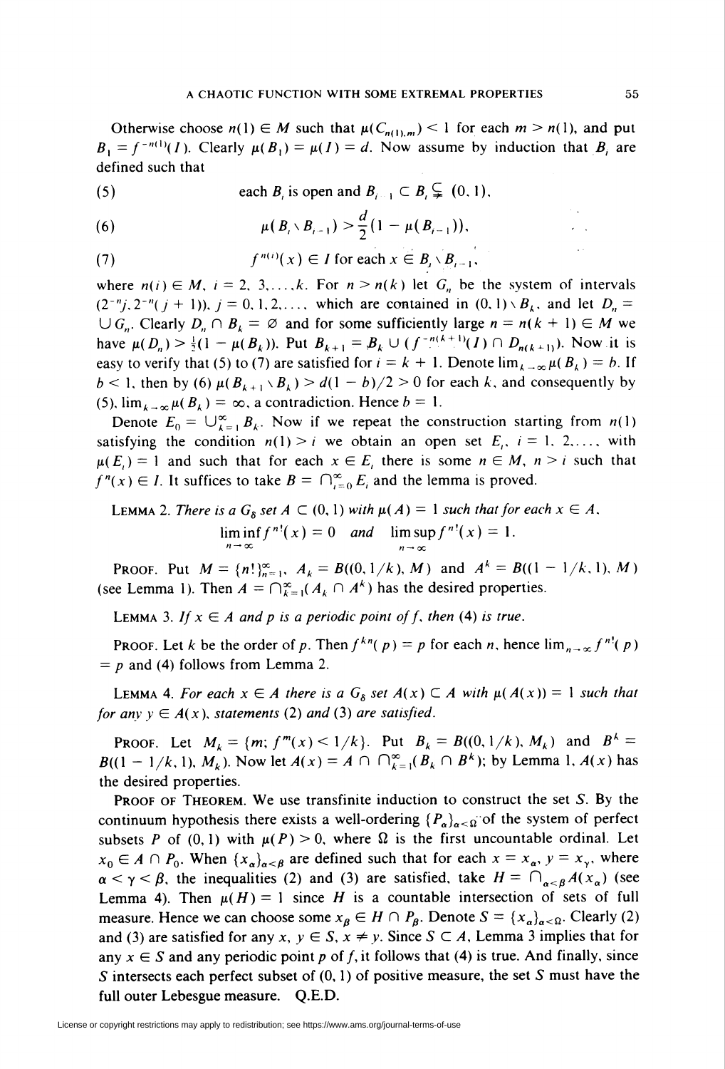Otherwise choose $n(1) \in M$ such that $\mu(C_{n(1),m}) < 1$ for each $m > n(1)$, and put $B_1 = f^{-n(1)}(I)$. Clearly $\mu(B_1) = \mu(I) = d$. Now assume by induction that $B_i$ are defined such that

$$\text{(5)} \qquad \text{each } B_i \text{ is open and } B_{i-1} \subset B_i \subsetneq (0,1),$$

$$\text{(6)} \qquad \mu(B_i \setminus B_{i-1}) > \frac{d}{2}(1 - \mu(B_{i-1})),$$

$$\text{(7)} \qquad f^{n(i)}(x) \in I \text{ for each } x \in B_i \setminus B_{i-1},$$

where $n(i) \in M$, $i = 2, 3, \ldots, k$. For $n > n(k)$ let $G_n$ be the system of intervals $(2^{-n}j, 2^{-n}(j+1))$, $j = 0, 1, 2, \ldots$, which are contained in $(0,1) \setminus B_k$, and let $D_n = \bigcup G_n$. Clearly $D_n \cap B_k = \varnothing$ and for some sufficiently large $n = n(k+1) \in M$ we have $\mu(D_n) > \frac{1}{2}(1 - \mu(B_k))$. Put $B_{k+1} = B_k \cup (f^{-n(k+1)}(I) \cap D_{n(k+1)})$. Now it is easy to verify that (5) to (7) are satisfied for $i = k+1$. Denote $\lim_{k \to \infty} \mu(B_k) = b$. If $b < 1$, then by (6) $\mu(B_{k+1} \setminus B_k) > d(1-b)/2 > 0$ for each $k$, and consequently by (5), $\lim_{k \to \infty} \mu(B_k) = \infty$, a contradiction. Hence $b = 1$.

Denote $E_0 = \bigcup_{k=1}^{\infty} B_k$. Now if we repeat the construction starting from $n(1)$ satisfying the condition $n(1) > i$ we obtain an open set $E_i$, $i = 1, 2, \ldots$, with $\mu(E_i) = 1$ and such that for each $x \in E_i$ there is some $n \in M$, $n > i$ such that $f^n(x) \in I$. It suffices to take $B = \bigcap_{i=0}^{\infty} E_i$ and the lemma is proved.

LEMMA 2. *There is a $G_\delta$ set $A \subset (0,1)$ with $\mu(A) = 1$ such that for each $x \in A$,*

$$\liminf_{n \to \infty} f^{n!}(x) = 0 \quad \textit{and} \quad \limsup_{n \to \infty} f^{n!}(x) = 1.$$

PROOF. Put $M = \{n!\}_{n=1}^{\infty}$, $A_k = B((0, 1/k), M)$ and $A^k = B((1 - 1/k, 1), M)$ (see Lemma 1). Then $A = \bigcap_{k=1}^{\infty}(A_k \cap A^k)$ has the desired properties.

LEMMA 3. *If $x \in A$ and $p$ is a periodic point of $f$, then* (4) *is true.*

PROOF. Let $k$ be the order of $p$. Then $f^{kn}(p) = p$ for each $n$, hence $\lim_{n \to \infty} f^{n!}(p) = p$ and (4) follows from Lemma 2.

LEMMA 4. *For each $x \in A$ there is a $G_\delta$ set $A(x) \subset A$ with $\mu(A(x)) = 1$ such that for any $y \in A(x)$, statements* (2) *and* (3) *are satisfied.*

PROOF. Let $M_k = \{m; f^m(x) < 1/k\}$. Put $B_k = B((0, 1/k), M_k)$ and $B^k = B((1 - 1/k, 1), M_k)$. Now let $A(x) = A \cap \bigcap_{k=1}^{\infty}(B_k \cap B^k)$; by Lemma 1, $A(x)$ has the desired properties.

PROOF OF THEOREM. We use transfinite induction to construct the set $S$. By the continuum hypothesis there exists a well-ordering $\{P_\alpha\}_{\alpha < \Omega}$ of the system of perfect subsets $P$ of $(0,1)$ with $\mu(P) > 0$, where $\Omega$ is the first uncountable ordinal. Let $x_0 \in A \cap P_0$. When $\{x_\alpha\}_{\alpha < \beta}$ are defined such that for each $x = x_\alpha$, $y = x_\gamma$, where $\alpha < \gamma < \beta$, the inequalities (2) and (3) are satisfied, take $H = \bigcap_{\alpha < \beta} A(x_\alpha)$ (see Lemma 4). Then $\mu(H) = 1$ since $H$ is a countable intersection of sets of full measure. Hence we can choose some $x_\beta \in H \cap P_\beta$. Denote $S = \{x_\alpha\}_{\alpha < \Omega}$. Clearly (2) and (3) are satisfied for any $x, y \in S$, $x \neq y$. Since $S \subset A$, Lemma 3 implies that for any $x \in S$ and any periodic point $p$ of $f$, it follows that (4) is true. And finally, since $S$ intersects each perfect subset of $(0,1)$ of positive measure, the set $S$ must have the full outer Lebesgue measure. Q.E.D.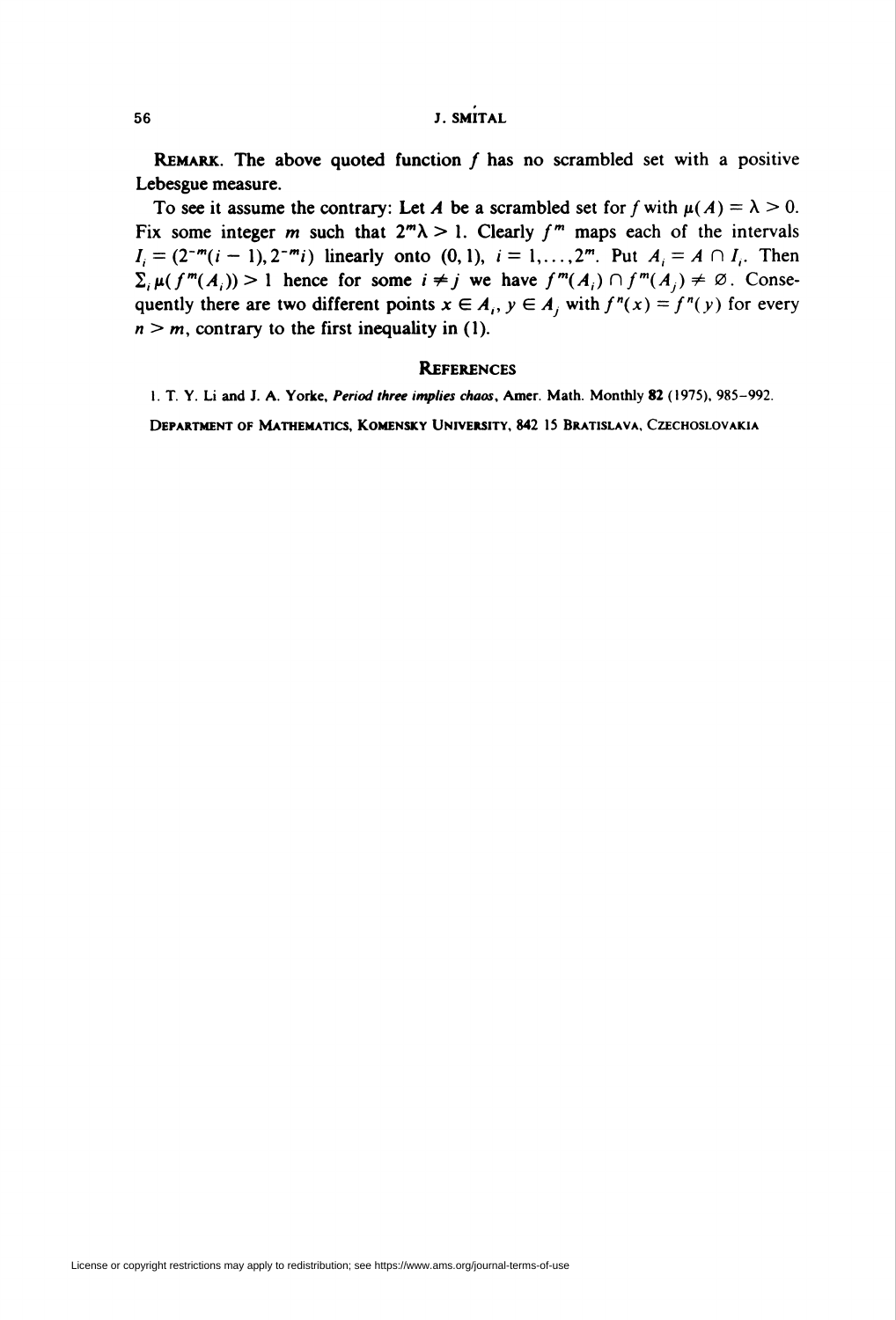**Remark.** The above quoted function $f$ has no scrambled set with a positive Lebesgue measure.

To see it assume the contrary: Let $A$ be a scrambled set for $f$ with $\mu(A) = \lambda > 0$. Fix some integer $m$ such that $2^m\lambda > 1$. Clearly $f^m$ maps each of the intervals $I_i = (2^{-m}(i-1), 2^{-m}i)$ linearly onto $(0,1)$, $i = 1, \ldots, 2^m$. Put $A_i = A \cap I_i$. Then $\Sigma_i \mu(f^m(A_i)) > 1$ hence for some $i \neq j$ we have $f^m(A_i) \cap f^m(A_j) \neq \varnothing$. Consequently there are two different points $x \in A_i$, $y \in A_j$ with $f^n(x) = f^n(y)$ for every $n > m$, contrary to the first inequality in (1).

## References

1. T. Y. Li and J. A. Yorke, *Period three implies chaos*, Amer. Math. Monthly **82** (1975), 985–992.

Department of Mathematics, Komensky University, 842 15 Bratislava, Czechoslovakia